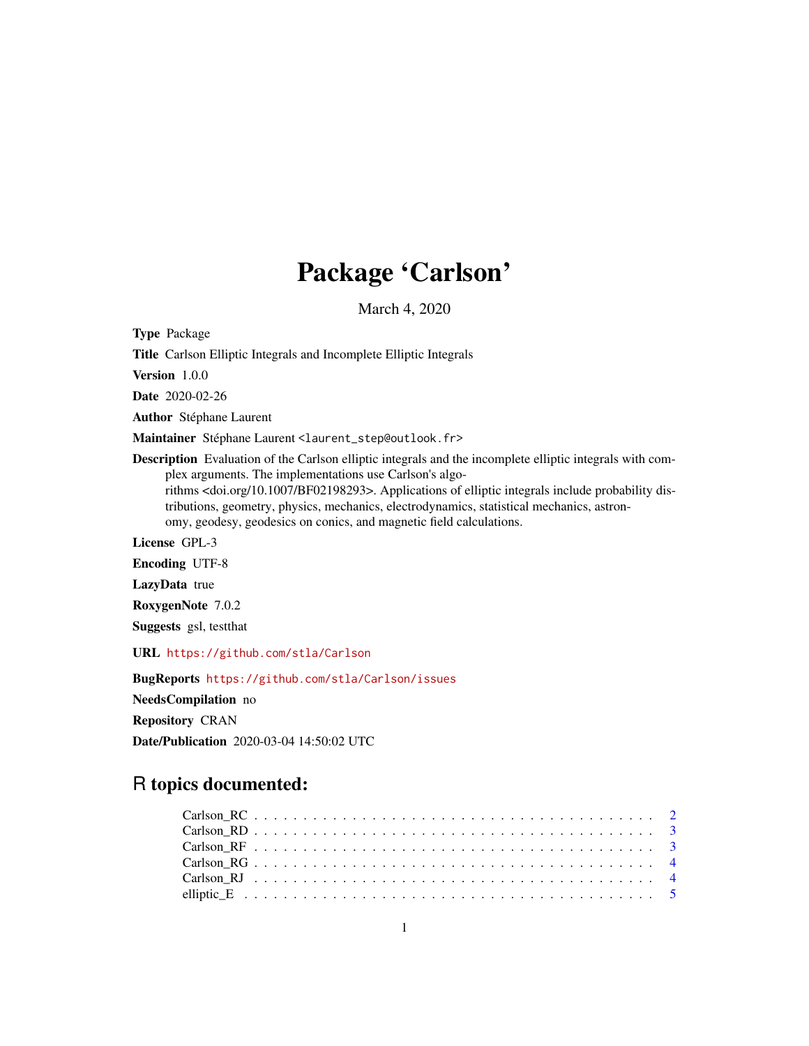# Package 'Carlson'

March 4, 2020

**Type** Package

**Title** Carlson Elliptic Integrals and Incomplete Elliptic Integrals

**Version** 1.0.0

**Date** 2020-02-26

**Author** Stéphane Laurent

**Maintainer** Stéphane Laurent <laurent_step@outlook.fr>

**Description** Evaluation of the Carlson elliptic integrals and the incomplete elliptic integrals with complex arguments. The implementations use Carlson's algorithms <doi.org/10.1007/BF02198293>. Applications of elliptic integrals include probability distributions, geometry, physics, mechanics, electrodynamics, statistical mechanics, astronomy, geodesy, geodesics on conics, and magnetic field calculations.

**License** GPL-3

**Encoding** UTF-8

**LazyData** true

**RoxygenNote** 7.0.2

**Suggests** gsl, testthat

**URL** https://github.com/stla/Carlson

**BugReports** https://github.com/stla/Carlson/issues

**NeedsCompilation** no

**Repository** CRAN

**Date/Publication** 2020-03-04 14:50:02 UTC

## R topics documented:

- Carlson_RC . . . . . . . . . . 2
- Carlson_RD . . . . . . . . . . 3
- Carlson_RF . . . . . . . . . . 3
- Carlson_RG . . . . . . . . . . 4
- Carlson_RJ . . . . . . . . . . 4
- elliptic_E . . . . . . . . . . 5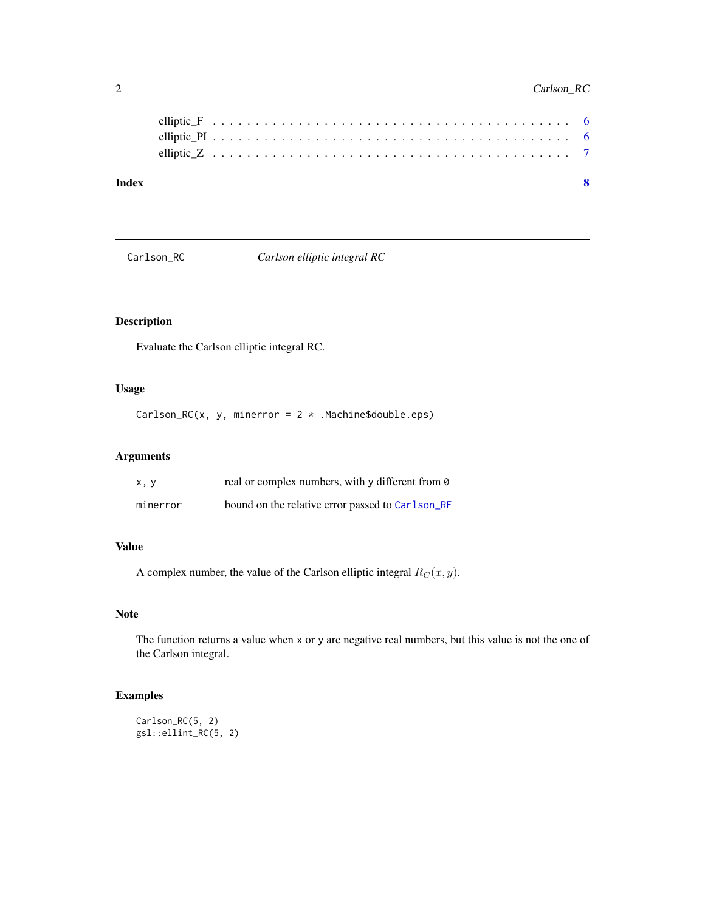elliptic_F . . . . . . . . . . . . . . . . . . . . . . . . . . . . . . . . . . . . . . 6
elliptic_PI . . . . . . . . . . . . . . . . . . . . . . . . . . . . . . . . . . . . . . 6
elliptic_Z . . . . . . . . . . . . . . . . . . . . . . . . . . . . . . . . . . . . . . 7

**Index** **8**

---

# Carlson_RC — *Carlson elliptic integral RC*

## Description

Evaluate the Carlson elliptic integral RC.

## Usage

```
Carlson_RC(x, y, minerror = 2 * .Machine$double.eps)
```

## Arguments

| | |
|---|---|
| `x, y` | real or complex numbers, with `y` different from `0` |
| `minerror` | bound on the relative error passed to `Carlson_RF` |

## Value

A complex number, the value of the Carlson elliptic integral $R_C(x, y)$.

## Note

The function returns a value when `x` or `y` are negative real numbers, but this value is not the one of the Carlson integral.

## Examples

```
Carlson_RC(5, 2)
gsl::ellint_RC(5, 2)
```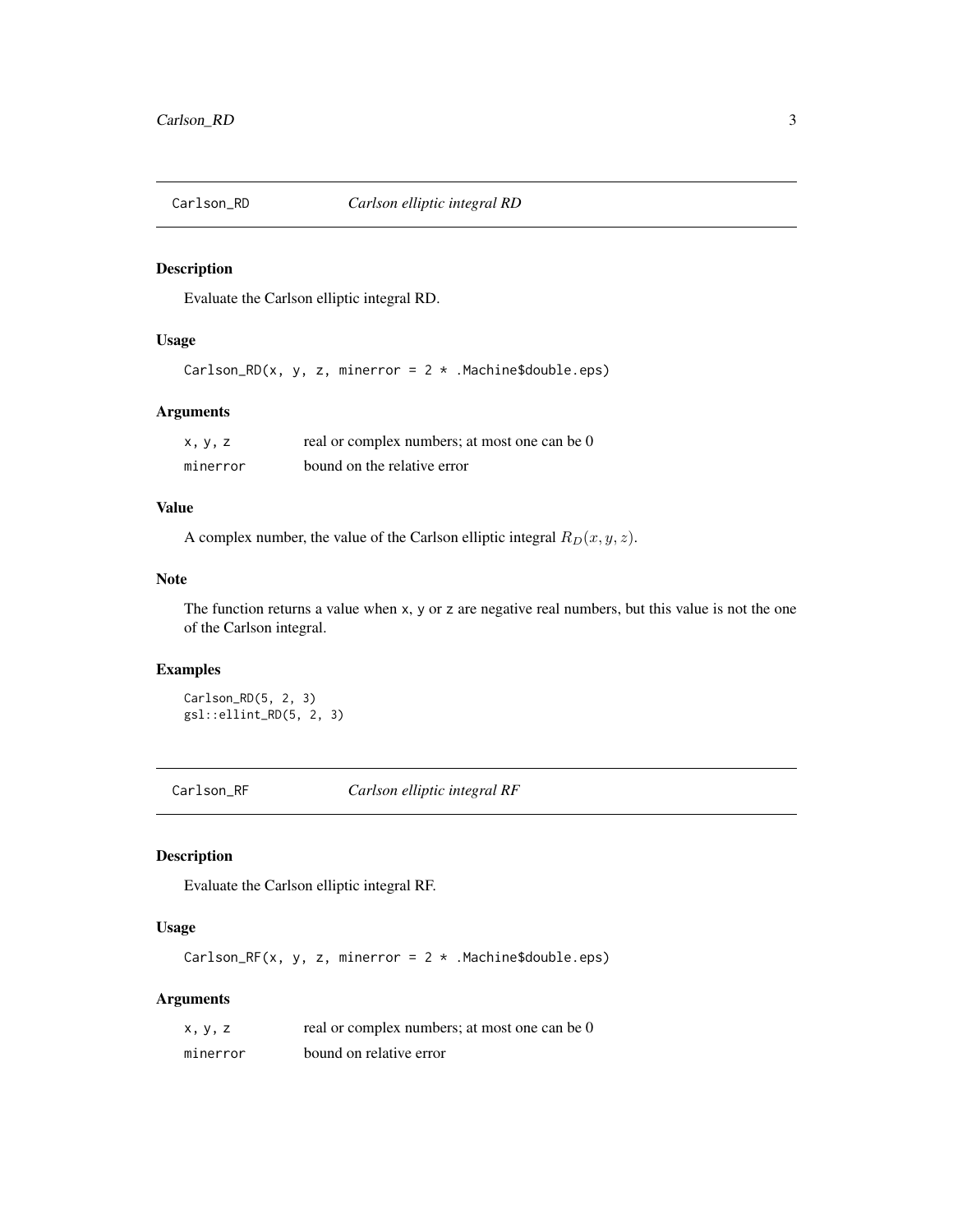## Carlson_RD — *Carlson elliptic integral RD*

### Description

Evaluate the Carlson elliptic integral RD.

### Usage

```
Carlson_RD(x, y, z, minerror = 2 * .Machine$double.eps)
```

### Arguments

| | |
|---|---|
| x, y, z | real or complex numbers; at most one can be 0 |
| minerror | bound on the relative error |

### Value

A complex number, the value of the Carlson elliptic integral $R_D(x, y, z)$.

### Note

The function returns a value when x, y or z are negative real numbers, but this value is not the one of the Carlson integral.

### Examples

```
Carlson_RD(5, 2, 3)
gsl::ellint_RD(5, 2, 3)
```

## Carlson_RF — *Carlson elliptic integral RF*

### Description

Evaluate the Carlson elliptic integral RF.

### Usage

```
Carlson_RF(x, y, z, minerror = 2 * .Machine$double.eps)
```

### Arguments

| | |
|---|---|
| x, y, z | real or complex numbers; at most one can be 0 |
| minerror | bound on relative error |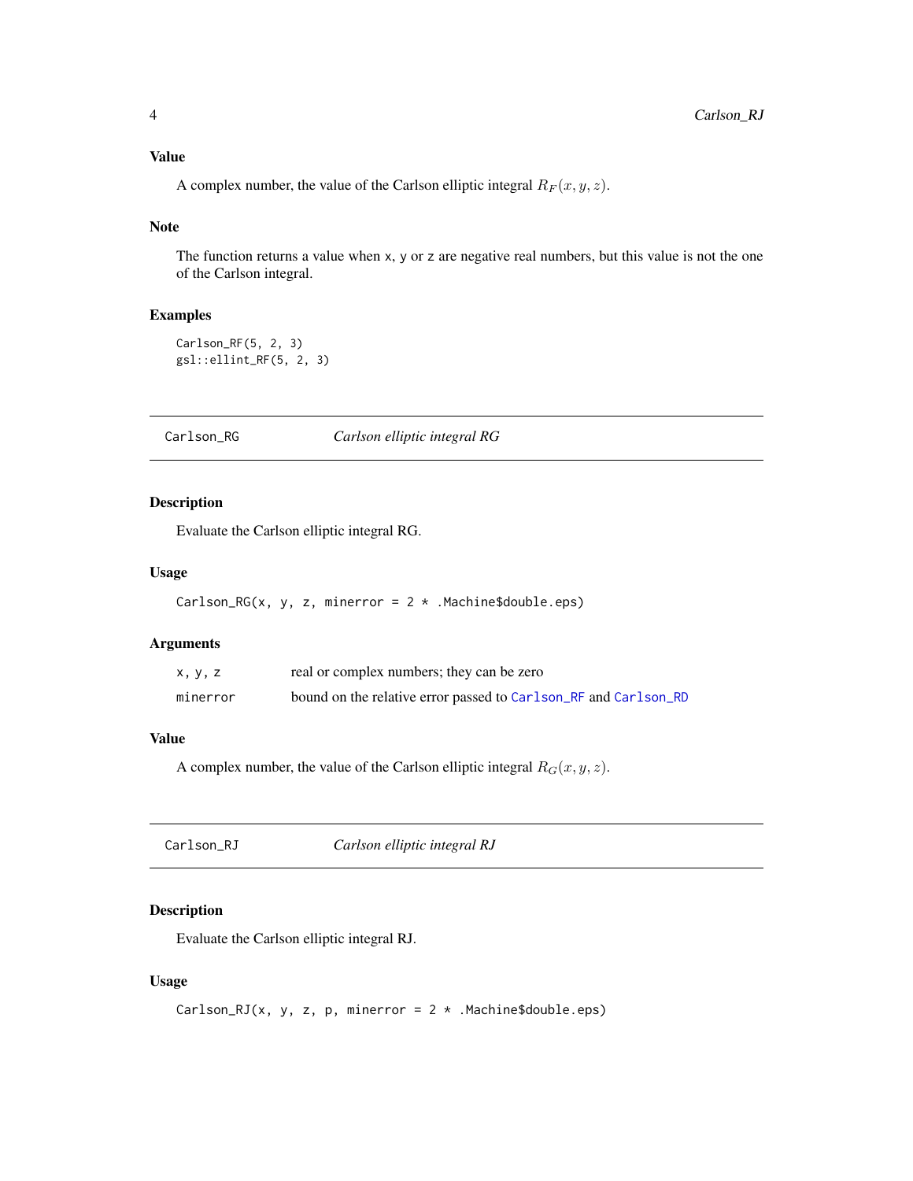### Value

A complex number, the value of the Carlson elliptic integral $R_F(x, y, z)$.

### Note

The function returns a value when x, y or z are negative real numbers, but this value is not the one of the Carlson integral.

### Examples

```
Carlson_RF(5, 2, 3)
gsl::ellint_RF(5, 2, 3)
```

---

## Carlson_RG — *Carlson elliptic integral RG*

### Description

Evaluate the Carlson elliptic integral RG.

### Usage

```
Carlson_RG(x, y, z, minerror = 2 * .Machine$double.eps)
```

### Arguments

| | |
|---|---|
| x, y, z | real or complex numbers; they can be zero |
| minerror | bound on the relative error passed to Carlson_RF and Carlson_RD |

### Value

A complex number, the value of the Carlson elliptic integral $R_G(x, y, z)$.

---

## Carlson_RJ — *Carlson elliptic integral RJ*

### Description

Evaluate the Carlson elliptic integral RJ.

### Usage

```
Carlson_RJ(x, y, z, p, minerror = 2 * .Machine$double.eps)
```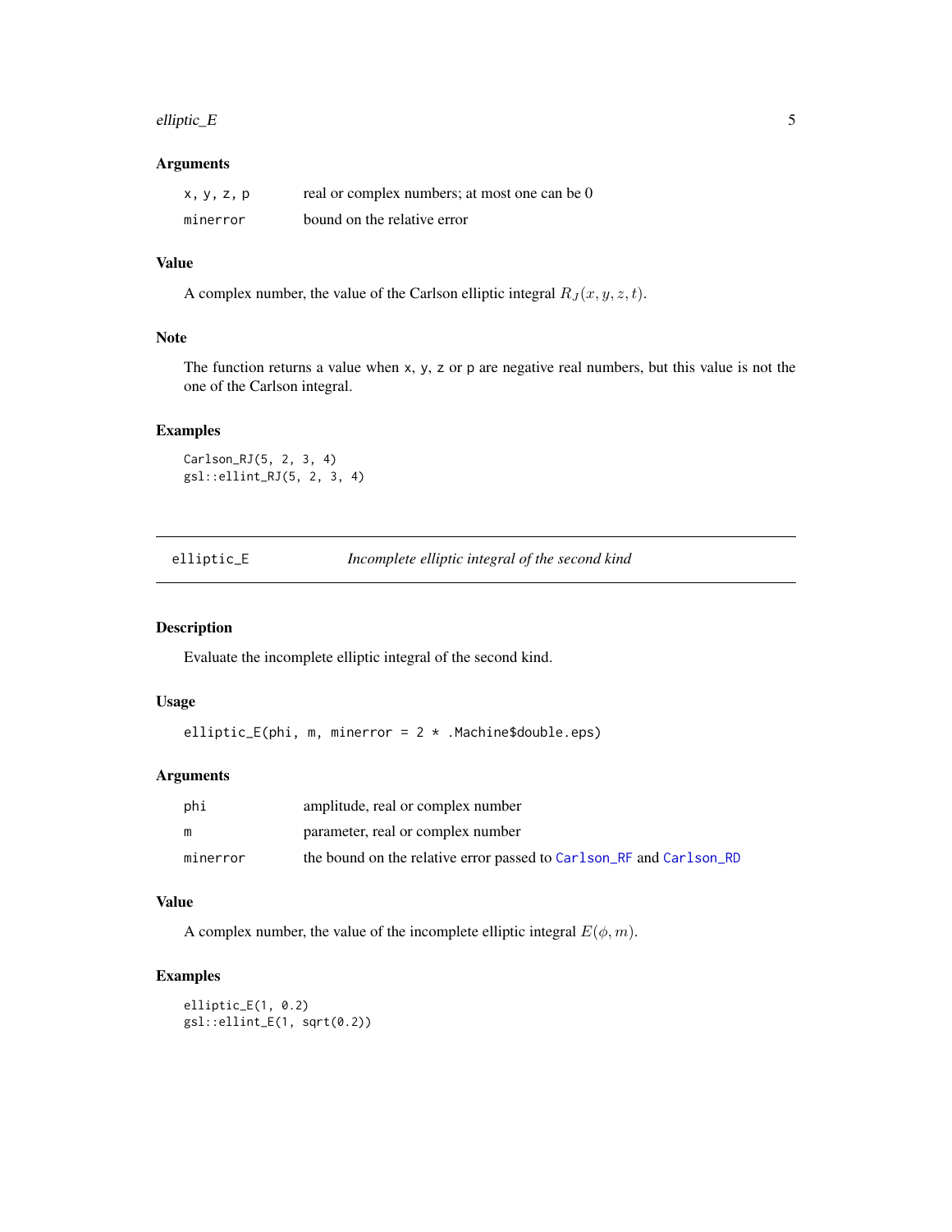### Arguments

| | |
|---|---|
| `x, y, z, p` | real or complex numbers; at most one can be 0 |
| `minerror` | bound on the relative error |

### Value

A complex number, the value of the Carlson elliptic integral $R_J(x, y, z, t)$.

### Note

The function returns a value when `x`, `y`, `z` or `p` are negative real numbers, but this value is not the one of the Carlson integral.

### Examples

```
Carlson_RJ(5, 2, 3, 4)
gsl::ellint_RJ(5, 2, 3, 4)
```

---

## `elliptic_E` — *Incomplete elliptic integral of the second kind*

---

### Description

Evaluate the incomplete elliptic integral of the second kind.

### Usage

```
elliptic_E(phi, m, minerror = 2 * .Machine$double.eps)
```

### Arguments

| | |
|---|---|
| `phi` | amplitude, real or complex number |
| `m` | parameter, real or complex number |
| `minerror` | the bound on the relative error passed to `Carlson_RF` and `Carlson_RD` |

### Value

A complex number, the value of the incomplete elliptic integral $E(\phi, m)$.

### Examples

```
elliptic_E(1, 0.2)
gsl::ellint_E(1, sqrt(0.2))
```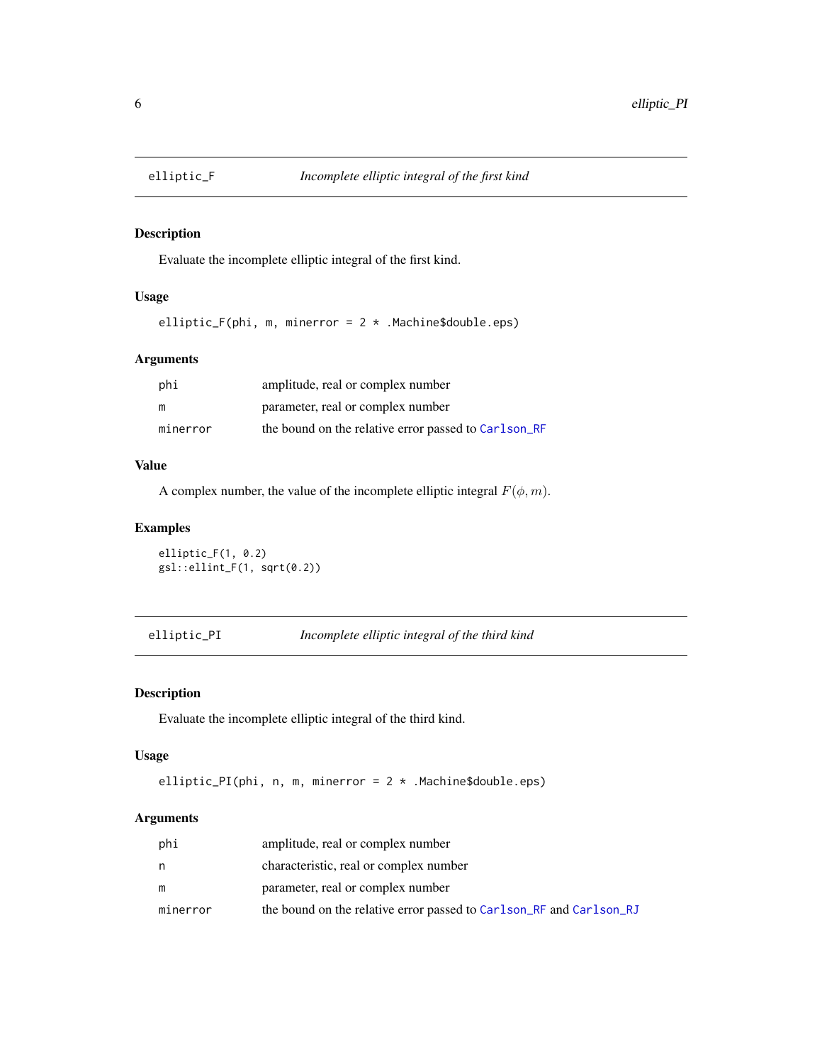## elliptic_F — *Incomplete elliptic integral of the first kind*

### Description

Evaluate the incomplete elliptic integral of the first kind.

### Usage

```
elliptic_F(phi, m, minerror = 2 * .Machine$double.eps)
```

### Arguments

| | |
|---|---|
| phi | amplitude, real or complex number |
| m | parameter, real or complex number |
| minerror | the bound on the relative error passed to Carlson_RF |

### Value

A complex number, the value of the incomplete elliptic integral $F(\phi, m)$.

### Examples

```
elliptic_F(1, 0.2)
gsl::ellint_F(1, sqrt(0.2))
```

## elliptic_PI — *Incomplete elliptic integral of the third kind*

### Description

Evaluate the incomplete elliptic integral of the third kind.

### Usage

```
elliptic_PI(phi, n, m, minerror = 2 * .Machine$double.eps)
```

### Arguments

| | |
|---|---|
| phi | amplitude, real or complex number |
| n | characteristic, real or complex number |
| m | parameter, real or complex number |
| minerror | the bound on the relative error passed to Carlson_RF and Carlson_RJ |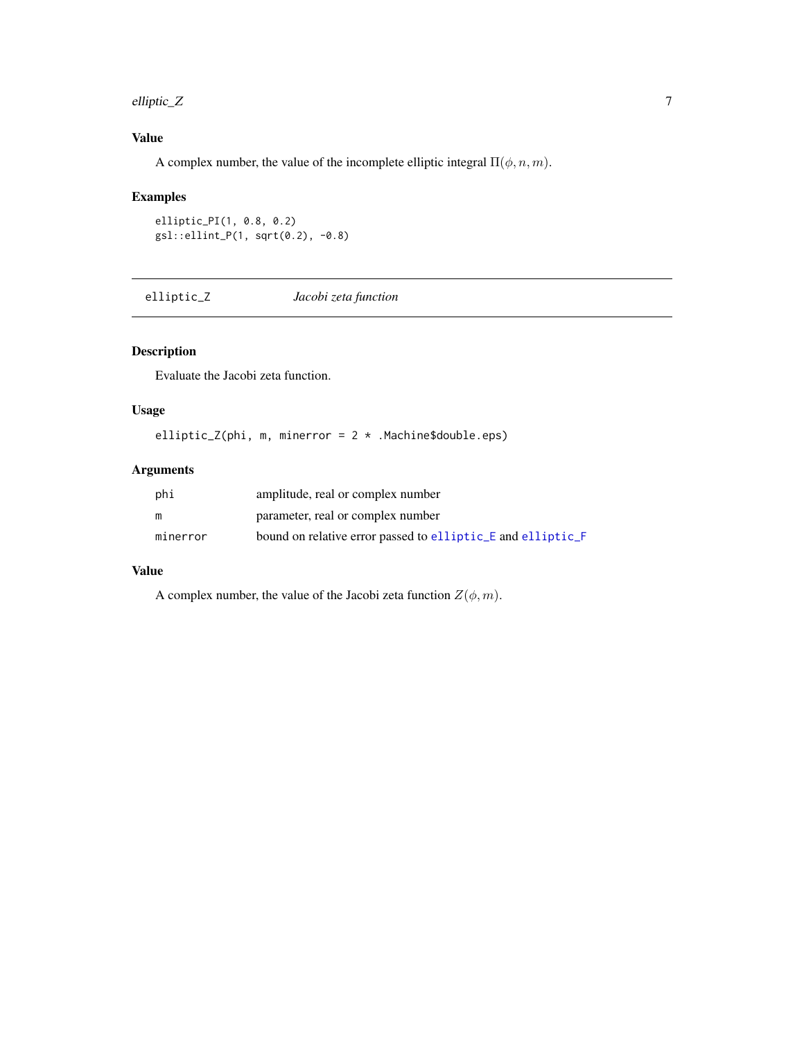### Value

A complex number, the value of the incomplete elliptic integral $\Pi(\phi, n, m)$.

### Examples

```
elliptic_PI(1, 0.8, 0.2)
gsl::ellint_P(1, sqrt(0.2), -0.8)
```

## elliptic_Z *Jacobi zeta function*

### Description

Evaluate the Jacobi zeta function.

### Usage

```
elliptic_Z(phi, m, minerror = 2 * .Machine$double.eps)
```

### Arguments

| | |
|---|---|
| phi | amplitude, real or complex number |
| m | parameter, real or complex number |
| minerror | bound on relative error passed to elliptic_E and elliptic_F |

### Value

A complex number, the value of the Jacobi zeta function $Z(\phi, m)$.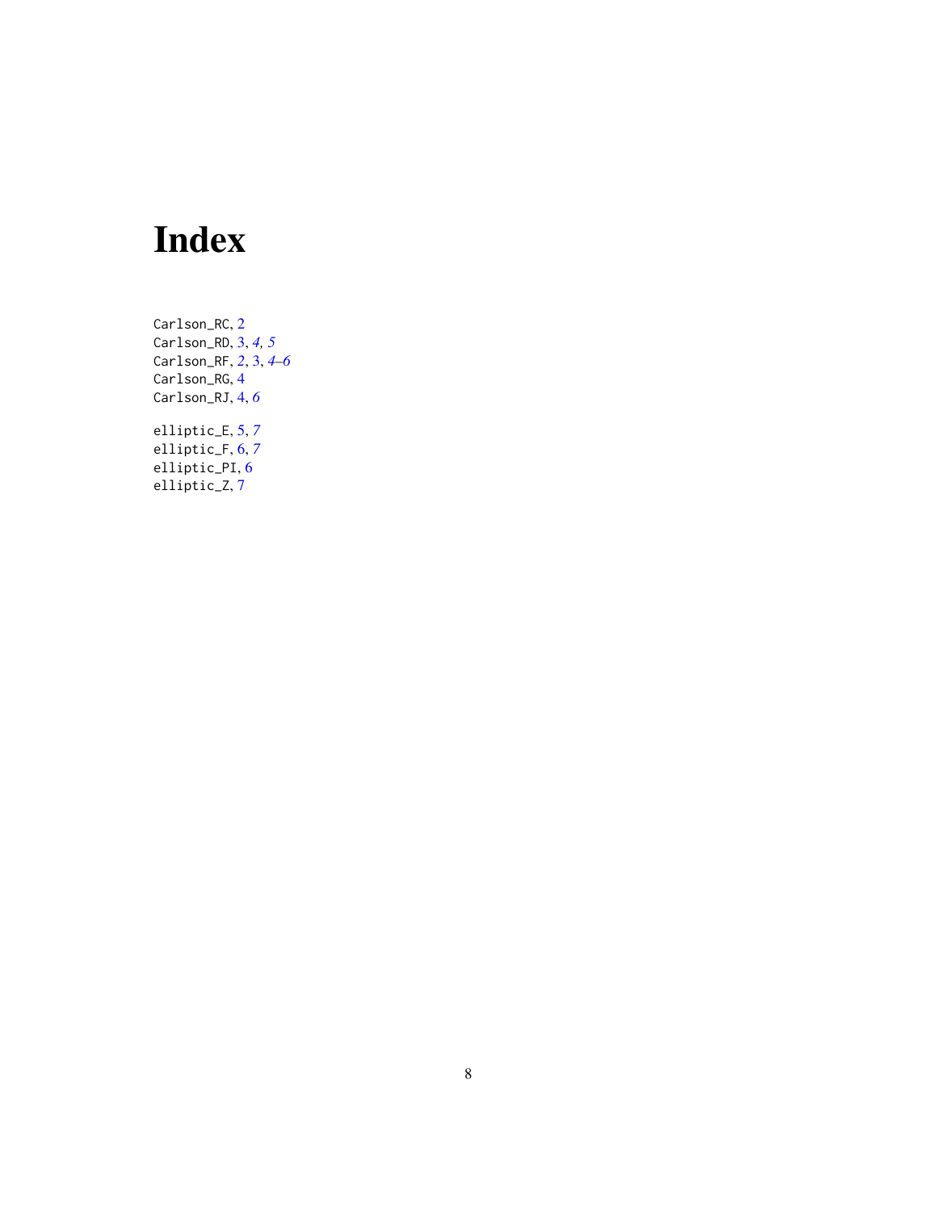# Index

Carlson_RC, 2
Carlson_RD, 3, *4, 5*
Carlson_RF, *2*, 3, *4–6*
Carlson_RG, 4
Carlson_RJ, 4, *6*

elliptic_E, 5, *7*
elliptic_F, 6, *7*
elliptic_PI, 6
elliptic_Z, 7